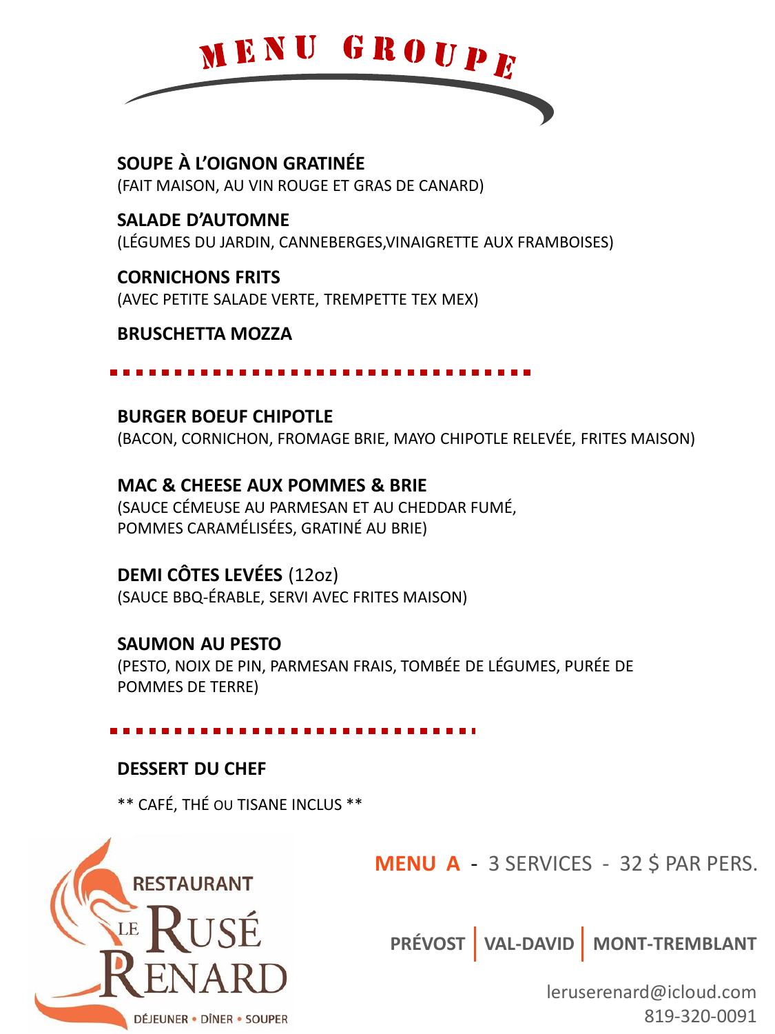# MENU GROUPE

**SOUPE À L'OIGNON GRATINÉE**
(FAIT MAISON, AU VIN ROUGE ET GRAS DE CANARD)

**SALADE D'AUTOMNE**
(LÉGUMES DU JARDIN, CANNEBERGES,VINAIGRETTE AUX FRAMBOISES)

**CORNICHONS FRITS**
(AVEC PETITE SALADE VERTE, TREMPETTE TEX MEX)

**BRUSCHETTA MOZZA**

---

**BURGER BOEUF CHIPOTLE**
(BACON, CORNICHON, FROMAGE BRIE, MAYO CHIPOTLE RELEVÉE, FRITES MAISON)

**MAC & CHEESE AUX POMMES & BRIE**
(SAUCE CÉMEUSE AU PARMESAN ET AU CHEDDAR FUMÉ, POMMES CARAMÉLISÉES, GRATINÉ AU BRIE)

**DEMI CÔTES LEVÉES** (12oz)
(SAUCE BBQ-ÉRABLE, SERVI AVEC FRITES MAISON)

**SAUMON AU PESTO**
(PESTO, NOIX DE PIN, PARMESAN FRAIS, TOMBÉE DE LÉGUMES, PURÉE DE POMMES DE TERRE)

---

**DESSERT DU CHEF**

** CAFÉ, THÉ OU TISANE INCLUS **

RESTAURANT LE RUSÉ RENARD
DÉJEUNER • DÎNER • SOUPER

**MENU A** - 3 SERVICES - 32 $ PAR PERS.

**PRÉVOST | VAL-DAVID | MONT-TREMBLANT**

leruserenard@icloud.com
819-320-0091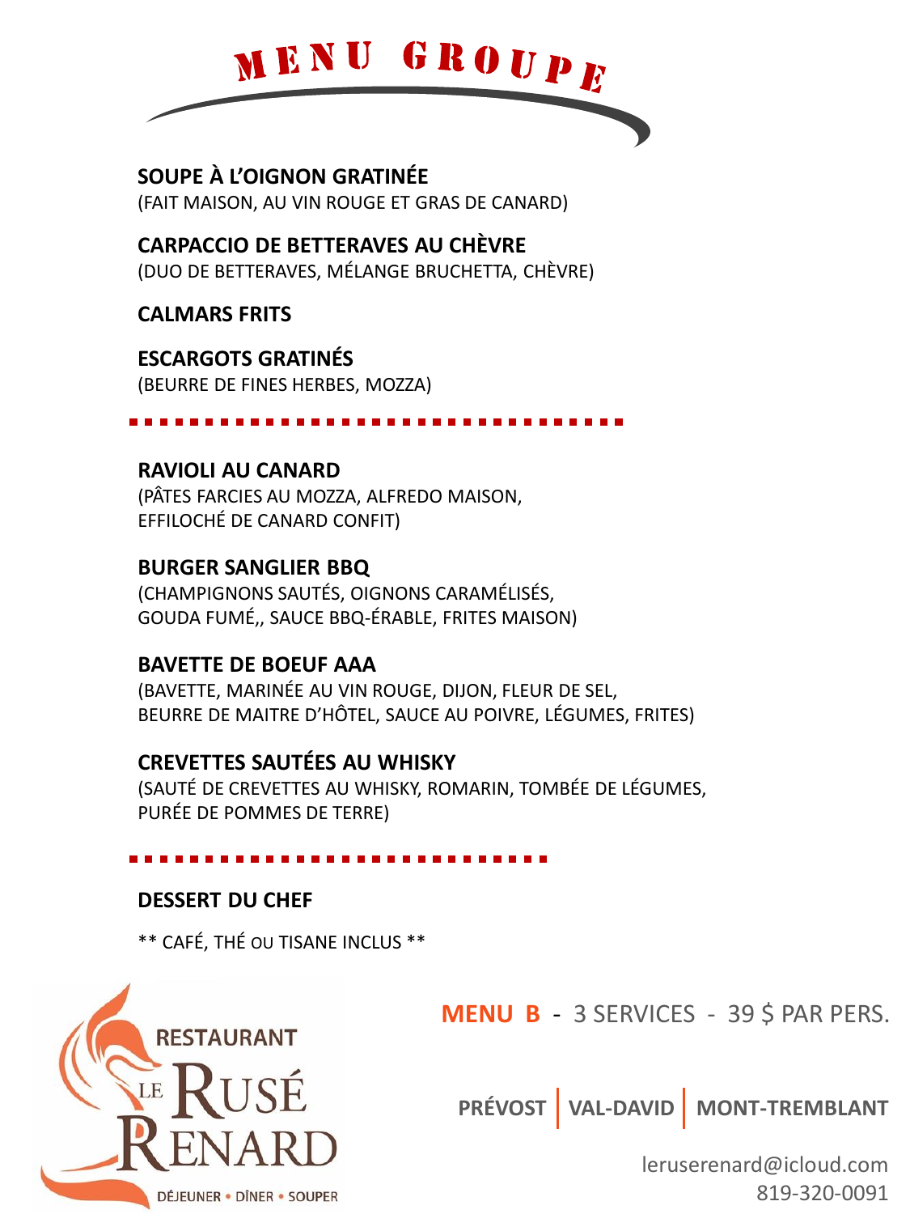# MENU GROUPE

**SOUPE À L'OIGNON GRATINÉE**
(FAIT MAISON, AU VIN ROUGE ET GRAS DE CANARD)

**CARPACCIO DE BETTERAVES AU CHÈVRE**
(DUO DE BETTERAVES, MÉLANGE BRUCHETTA, CHÈVRE)

**CALMARS FRITS**

**ESCARGOTS GRATINÉS**
(BEURRE DE FINES HERBES, MOZZA)

---

**RAVIOLI AU CANARD**
(PÂTES FARCIES AU MOZZA, ALFREDO MAISON,
EFFILOCHÉ DE CANARD CONFIT)

**BURGER SANGLIER BBQ**
(CHAMPIGNONS SAUTÉS, OIGNONS CARAMÉLISÉS,
GOUDA FUMÉ,, SAUCE BBQ-ÉRABLE, FRITES MAISON)

**BAVETTE DE BOEUF AAA**
(BAVETTE, MARINÉE AU VIN ROUGE, DIJON, FLEUR DE SEL,
BEURRE DE MAITRE D'HÔTEL, SAUCE AU POIVRE, LÉGUMES, FRITES)

**CREVETTES SAUTÉES AU WHISKY**
(SAUTÉ DE CREVETTES AU WHISKY, ROMARIN, TOMBÉE DE LÉGUMES,
PURÉE DE POMMES DE TERRE)

---

**DESSERT DU CHEF**

** CAFÉ, THÉ OU TISANE INCLUS **

RESTAURANT LE RUSÉ RENARD
DÉJEUNER • DÎNER • SOUPER

**MENU B** - 3 SERVICES - 39 $ PAR PERS.

**PRÉVOST | VAL-DAVID | MONT-TREMBLANT**

leruserenard@icloud.com
819-320-0091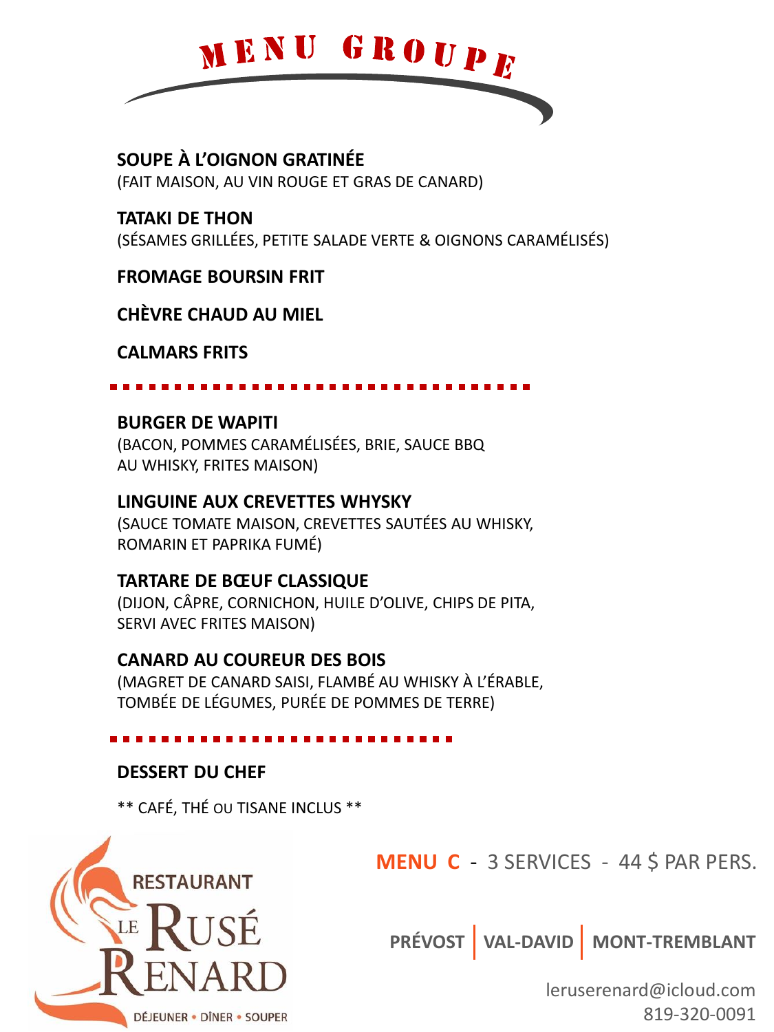# MENU GROUPE

**SOUPE À L'OIGNON GRATINÉE**
(FAIT MAISON, AU VIN ROUGE ET GRAS DE CANARD)

**TATAKI DE THON**
(SÉSAMES GRILLÉES, PETITE SALADE VERTE & OIGNONS CARAMÉLISÉS)

**FROMAGE BOURSIN FRIT**

**CHÈVRE CHAUD AU MIEL**

**CALMARS FRITS**

---

**BURGER DE WAPITI**
(BACON, POMMES CARAMÉLISÉES, BRIE, SAUCE BBQ AU WHISKY, FRITES MAISON)

**LINGUINE AUX CREVETTES WHYSKY**
(SAUCE TOMATE MAISON, CREVETTES SAUTÉES AU WHISKY, ROMARIN ET PAPRIKA FUMÉ)

**TARTARE DE BŒUF CLASSIQUE**
(DIJON, CÂPRE, CORNICHON, HUILE D'OLIVE, CHIPS DE PITA, SERVI AVEC FRITES MAISON)

**CANARD AU COUREUR DES BOIS**
(MAGRET DE CANARD SAISI, FLAMBÉ AU WHISKY À L'ÉRABLE, TOMBÉE DE LÉGUMES, PURÉE DE POMMES DE TERRE)

---

**DESSERT DU CHEF**

** CAFÉ, THÉ OU TISANE INCLUS **

**MENU C** - 3 SERVICES - 44 $ PAR PERS.

RESTAURANT LE RUSÉ RENARD
DÉJEUNER • DÎNER • SOUPER

**PRÉVOST | VAL-DAVID | MONT-TREMBLANT**

leruserenard@icloud.com
819-320-0091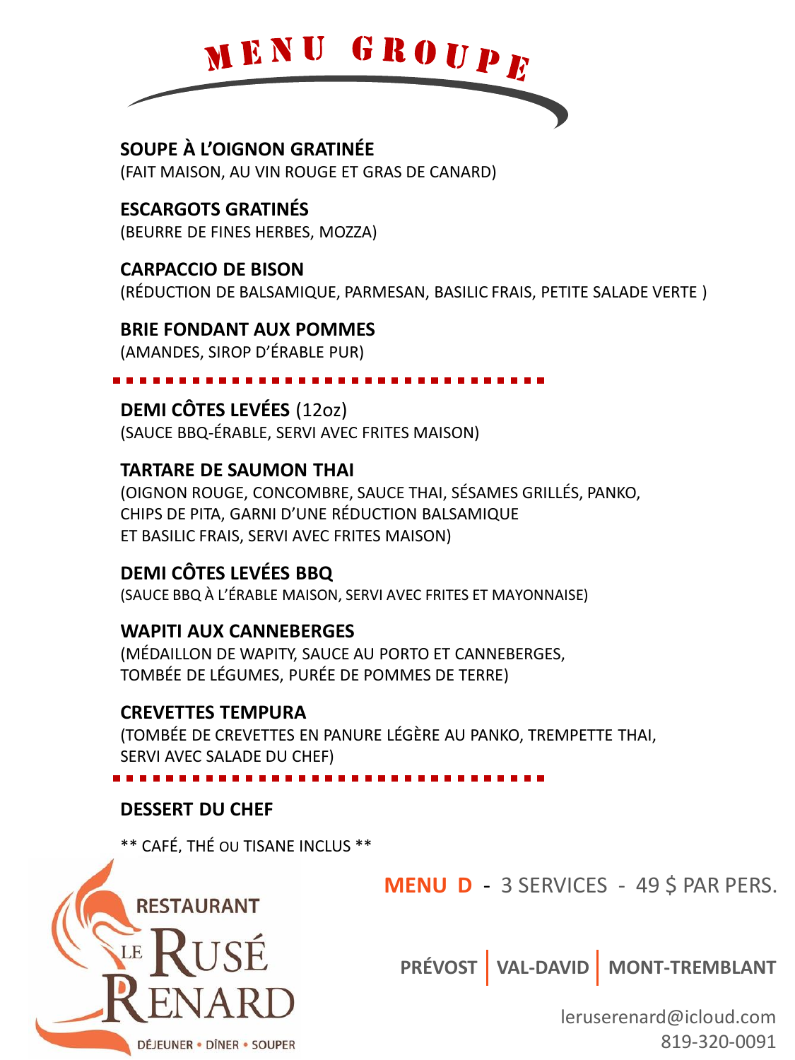# MENU GROUPE

**SOUPE À L'OIGNON GRATINÉE**
(FAIT MAISON, AU VIN ROUGE ET GRAS DE CANARD)

**ESCARGOTS GRATINÉS**
(BEURRE DE FINES HERBES, MOZZA)

**CARPACCIO DE BISON**
(RÉDUCTION DE BALSAMIQUE, PARMESAN, BASILIC FRAIS, PETITE SALADE VERTE )

**BRIE FONDANT AUX POMMES**
(AMANDES, SIROP D'ÉRABLE PUR)

---

**DEMI CÔTES LEVÉES** (12oz)
(SAUCE BBQ-ÉRABLE, SERVI AVEC FRITES MAISON)

**TARTARE DE SAUMON THAI**
(OIGNON ROUGE, CONCOMBRE, SAUCE THAI, SÉSAMES GRILLÉS, PANKO, CHIPS DE PITA, GARNI D'UNE RÉDUCTION BALSAMIQUE ET BASILIC FRAIS, SERVI AVEC FRITES MAISON)

**DEMI CÔTES LEVÉES BBQ**
(SAUCE BBQ À L'ÉRABLE MAISON, SERVI AVEC FRITES ET MAYONNAISE)

**WAPITI AUX CANNEBERGES**
(MÉDAILLON DE WAPITY, SAUCE AU PORTO ET CANNEBERGES, TOMBÉE DE LÉGUMES, PURÉE DE POMMES DE TERRE)

**CREVETTES TEMPURA**
(TOMBÉE DE CREVETTES EN PANURE LÉGÈRE AU PANKO, TREMPETTE THAI, SERVI AVEC SALADE DU CHEF)

---

**DESSERT DU CHEF**

** CAFÉ, THÉ OU TISANE INCLUS **

**MENU D** - 3 SERVICES - 49 $ PAR PERS.

RESTAURANT LE RUSÉ RENARD
DÉJEUNER • DÎNER • SOUPER

**PRÉVOST | VAL-DAVID | MONT-TREMBLANT**

leruserenard@icloud.com
819-320-0091